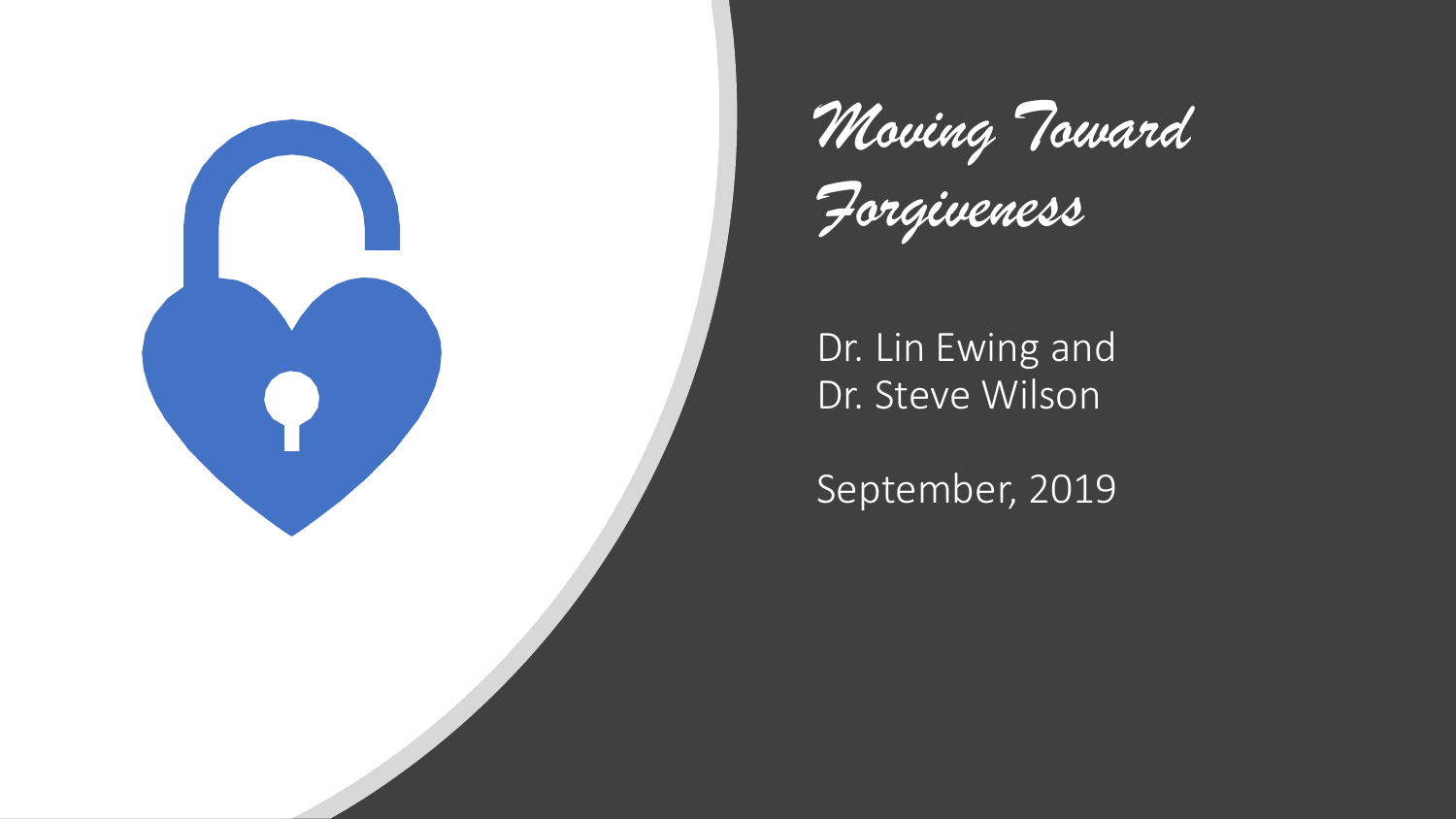# *Moving Toward Forgiveness*

Dr. Lin Ewing and
Dr. Steve Wilson

September, 2019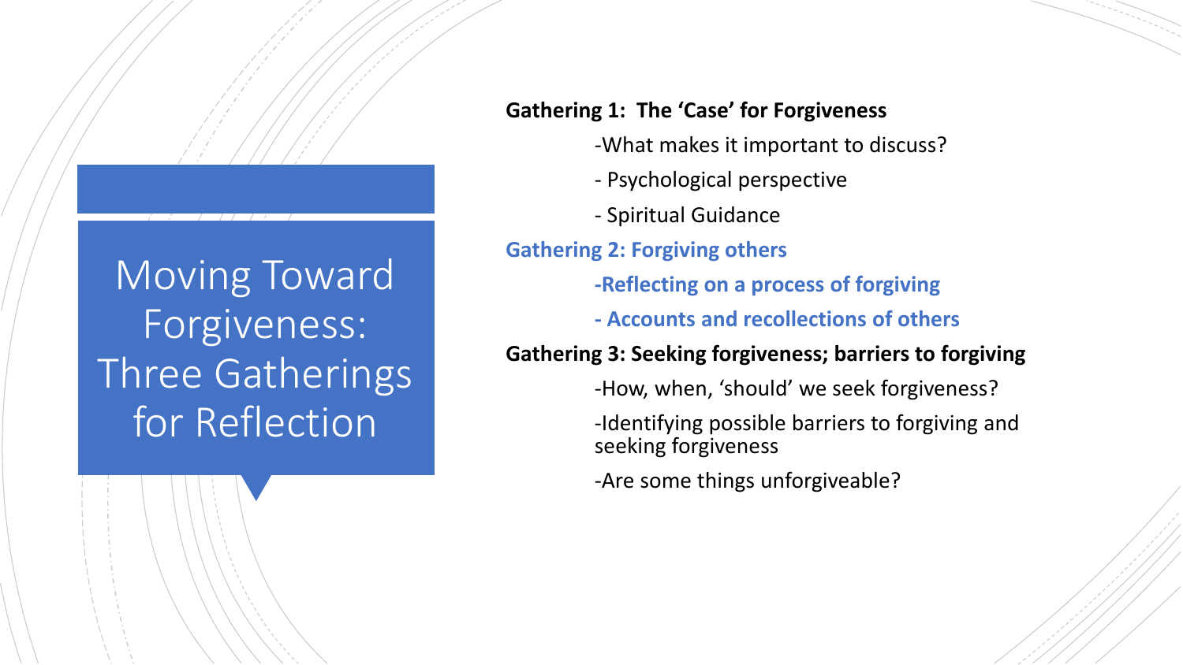# Moving Toward Forgiveness: Three Gatherings for Reflection

**Gathering 1: The 'Case' for Forgiveness**

- What makes it important to discuss?
- Psychological perspective
- Spiritual Guidance

**Gathering 2: Forgiving others**

- **Reflecting on a process of forgiving**
- **Accounts and recollections of others**

**Gathering 3: Seeking forgiveness; barriers to forgiving**

- How, when, 'should' we seek forgiveness?
- Identifying possible barriers to forgiving and seeking forgiveness
- Are some things unforgiveable?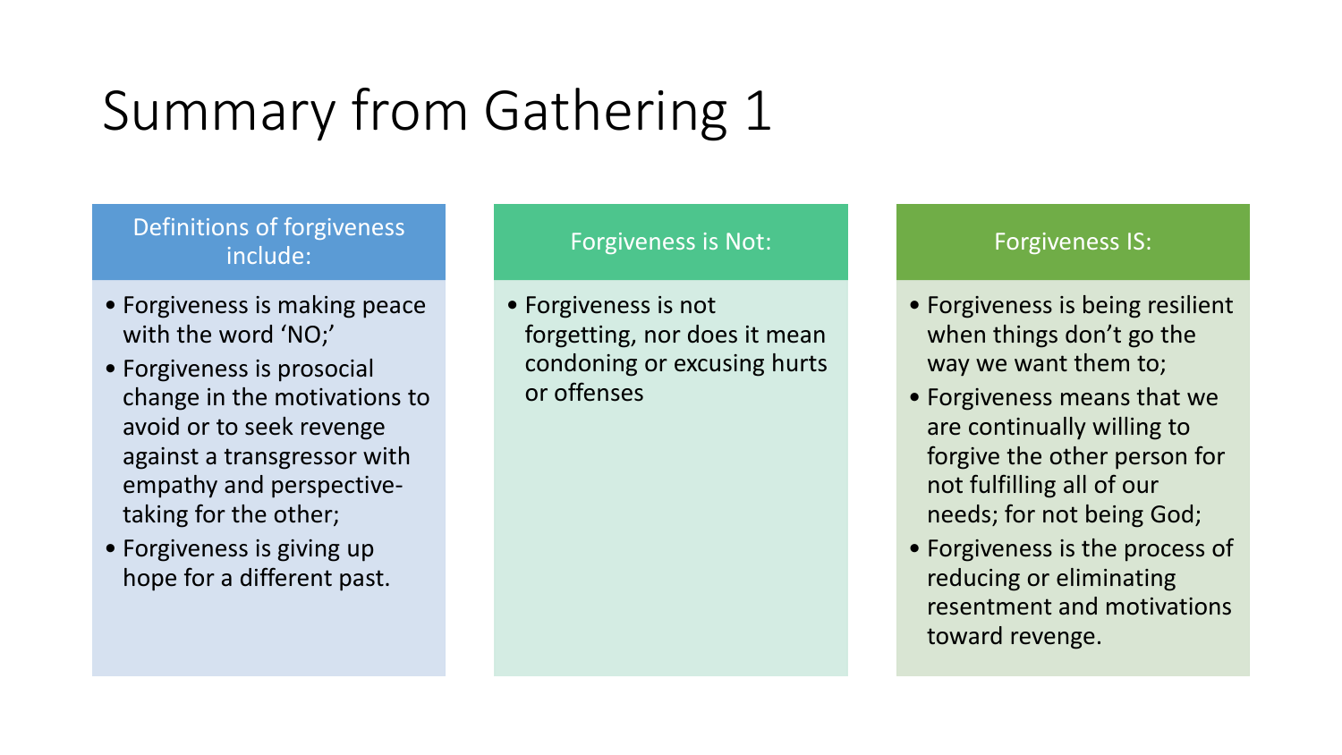# Summary from Gathering 1

## Definitions of forgiveness include:

- Forgiveness is making peace with the word 'NO;'
- Forgiveness is prosocial change in the motivations to avoid or to seek revenge against a transgressor with empathy and perspective-taking for the other;
- Forgiveness is giving up hope for a different past.

## Forgiveness is Not:

- Forgiveness is not forgetting, nor does it mean condoning or excusing hurts or offenses

## Forgiveness IS:

- Forgiveness is being resilient when things don't go the way we want them to;
- Forgiveness means that we are continually willing to forgive the other person for not fulfilling all of our needs; for not being God;
- Forgiveness is the process of reducing or eliminating resentment and motivations toward revenge.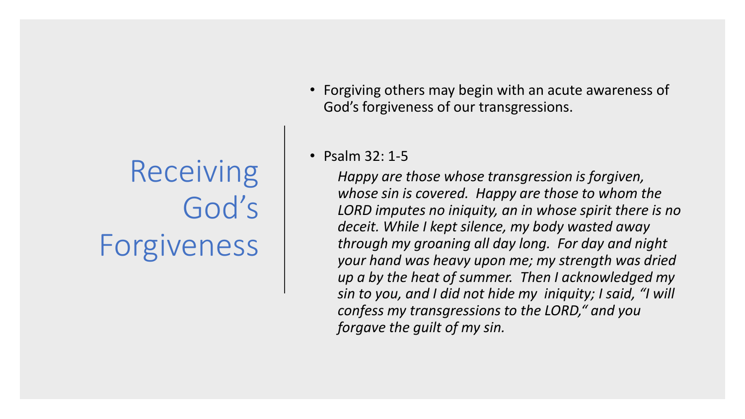# Receiving God's Forgiveness

- Forgiving others may begin with an acute awareness of God's forgiveness of our transgressions.

- Psalm 32: 1-5

  *Happy are those whose transgression is forgiven, whose sin is covered. Happy are those to whom the LORD imputes no iniquity, an in whose spirit there is no deceit. While I kept silence, my body wasted away through my groaning all day long. For day and night your hand was heavy upon me; my strength was dried up a by the heat of summer. Then I acknowledged my sin to you, and I did not hide my iniquity; I said, "I will confess my transgressions to the LORD," and you forgave the guilt of my sin.*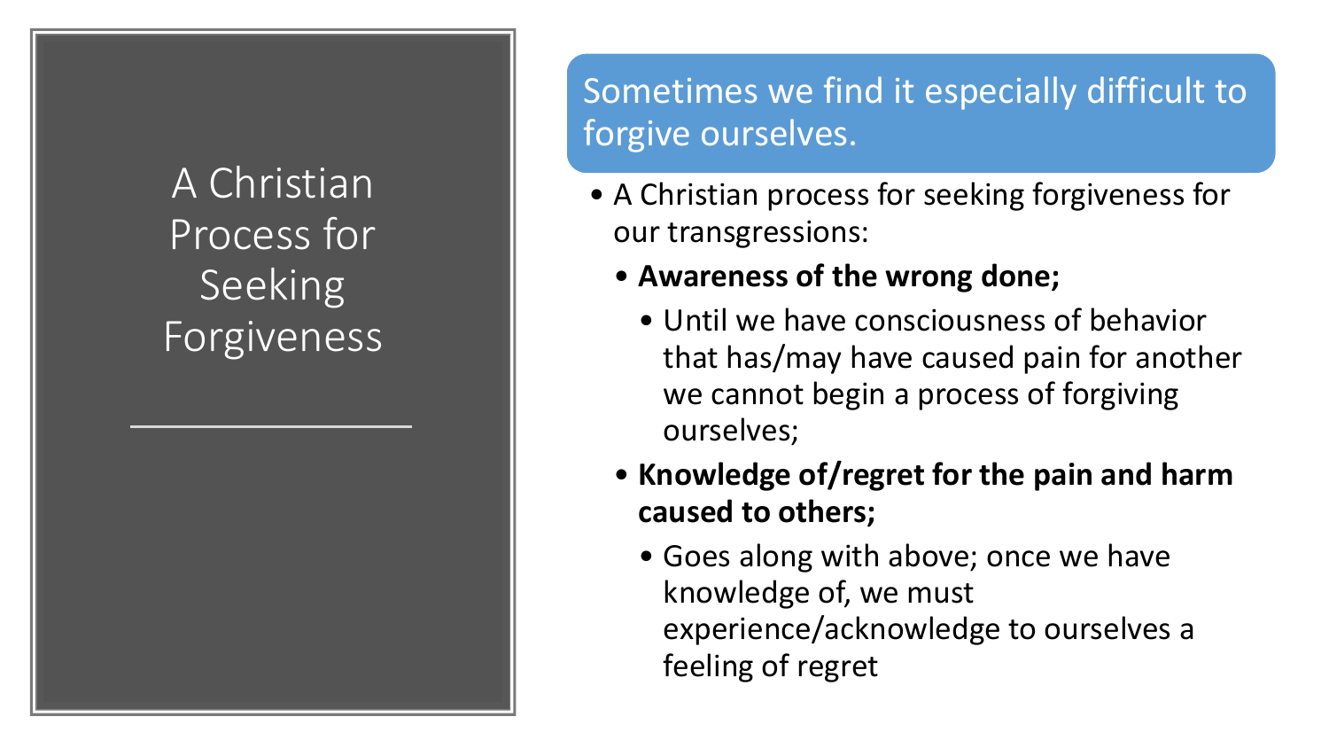# A Christian Process for Seeking Forgiveness

## Sometimes we find it especially difficult to forgive ourselves.

- A Christian process for seeking forgiveness for our transgressions:
  - **Awareness of the wrong done;**
    - Until we have consciousness of behavior that has/may have caused pain for another we cannot begin a process of forgiving ourselves;
  - **Knowledge of/regret for the pain and harm caused to others;**
    - Goes along with above; once we have knowledge of, we must experience/acknowledge to ourselves a feeling of regret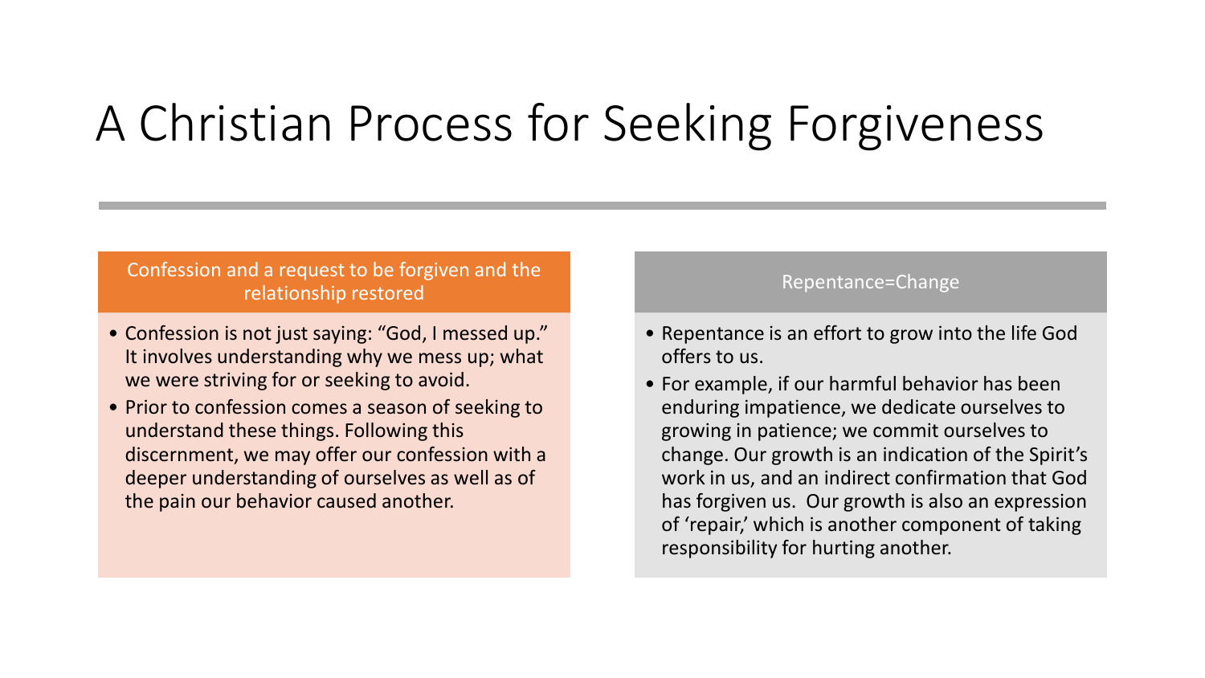# A Christian Process for Seeking Forgiveness

## Confession and a request to be forgiven and the relationship restored

- Confession is not just saying: "God, I messed up." It involves understanding why we mess up; what we were striving for or seeking to avoid.
- Prior to confession comes a season of seeking to understand these things. Following this discernment, we may offer our confession with a deeper understanding of ourselves as well as of the pain our behavior caused another.

## Repentance=Change

- Repentance is an effort to grow into the life God offers to us.
- For example, if our harmful behavior has been enduring impatience, we dedicate ourselves to growing in patience; we commit ourselves to change. Our growth is an indication of the Spirit's work in us, and an indirect confirmation that God has forgiven us. Our growth is also an expression of 'repair,' which is another component of taking responsibility for hurting another.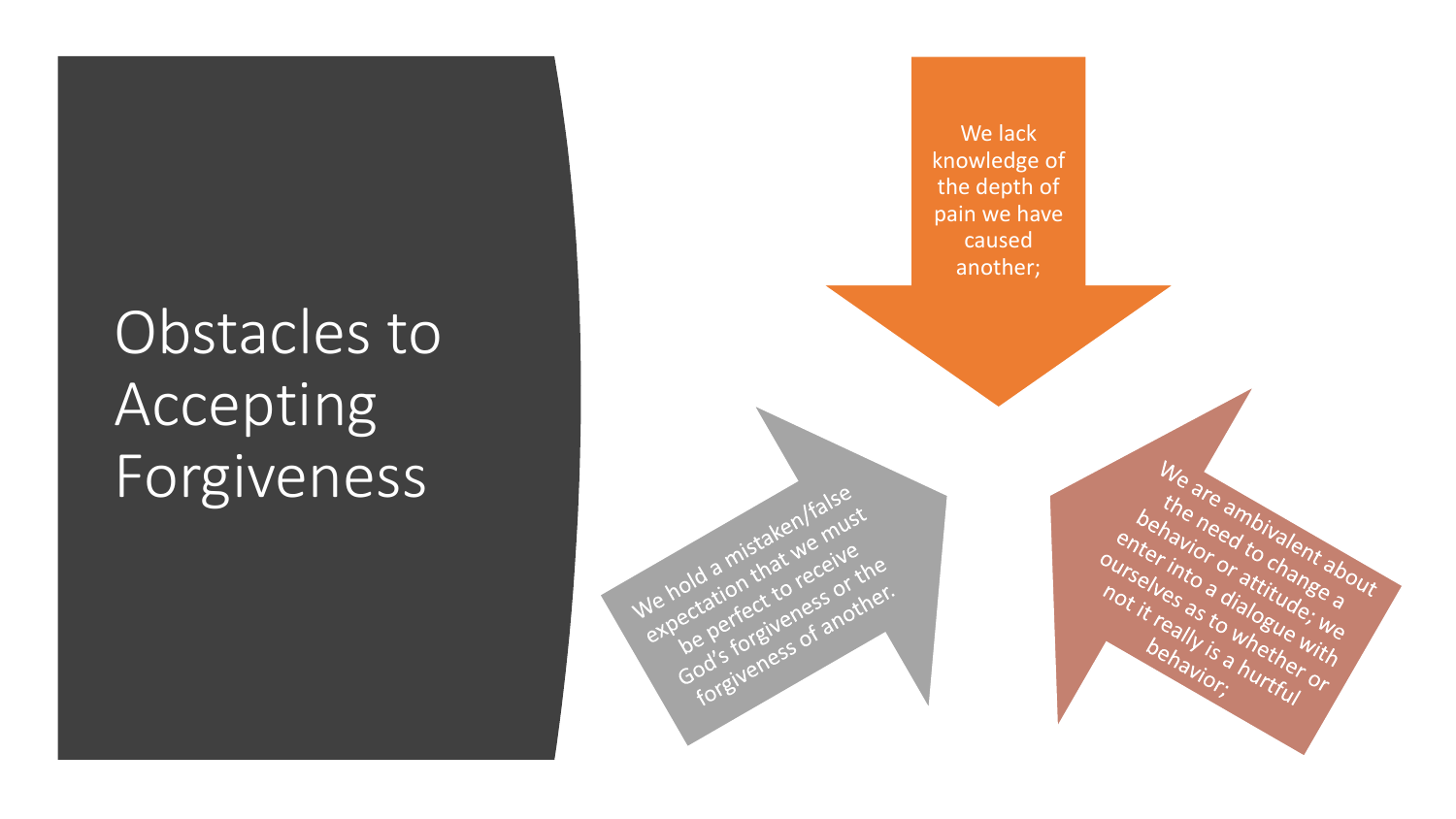# Obstacles to Accepting Forgiveness

- We lack knowledge of the depth of pain we have caused another;
- We are ambivalent about the need to change a behavior or attitude; we enter into a dialogue with ourselves as to whether or not it really is a hurtful behavior;
- We hold a mistaken/false expectation that we must be perfect to receive God's forgiveness or the forgiveness of another.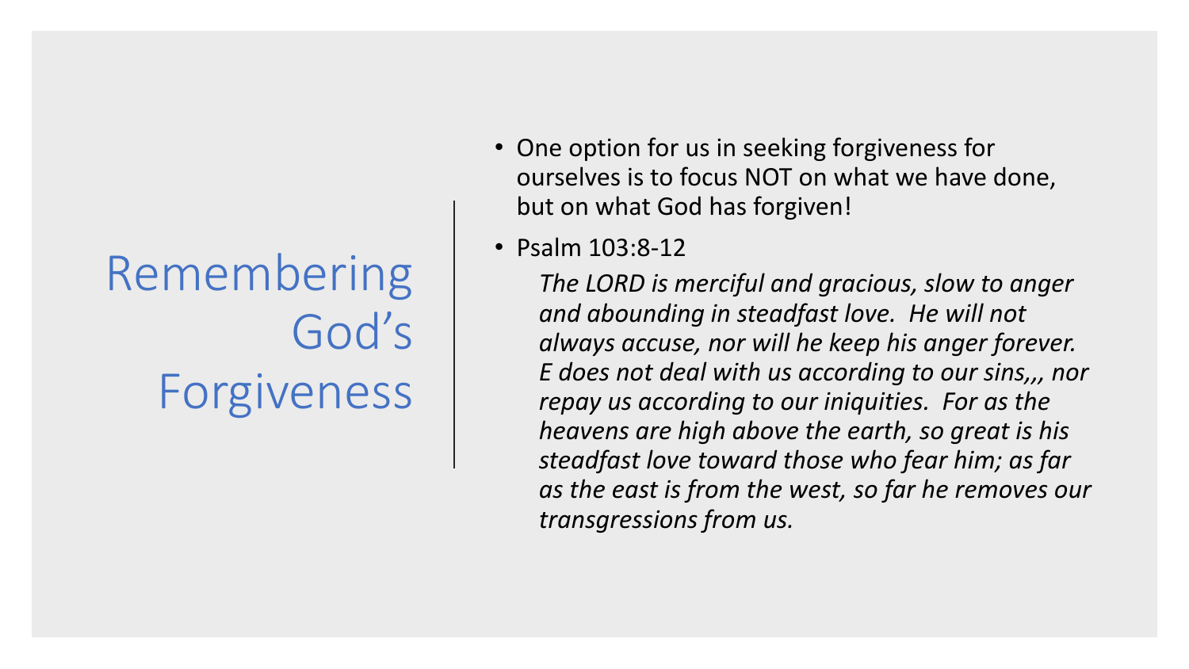# Remembering God's Forgiveness

- One option for us in seeking forgiveness for ourselves is to focus NOT on what we have done, but on what God has forgiven!
- Psalm 103:8-12

  *The LORD is merciful and gracious, slow to anger and abounding in steadfast love. He will not always accuse, nor will he keep his anger forever. E does not deal with us according to our sins,,, nor repay us according to our iniquities. For as the heavens are high above the earth, so great is his steadfast love toward those who fear him; as far as the east is from the west, so far he removes our transgressions from us.*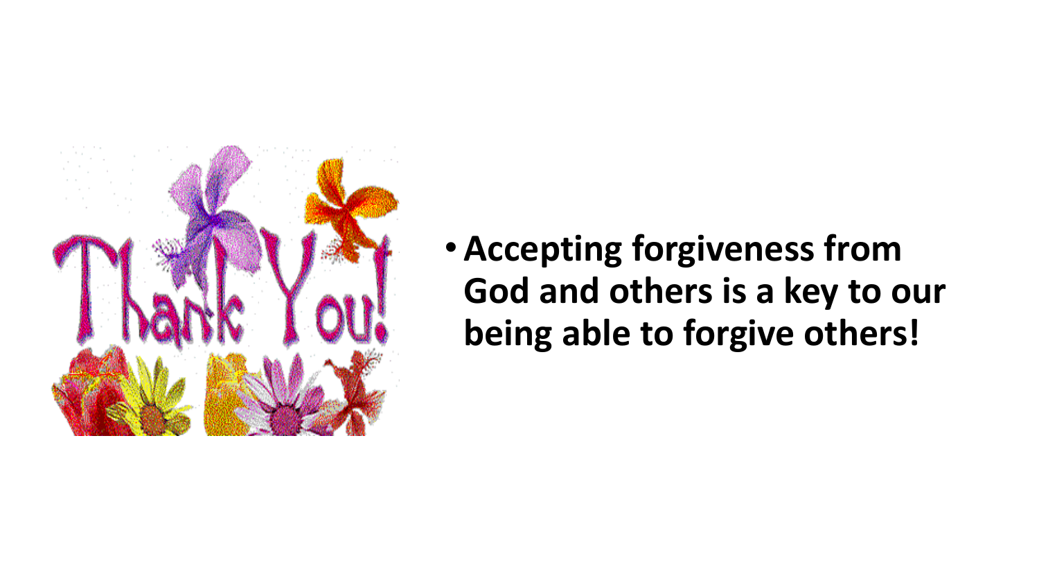- **Accepting forgiveness from God and others is a key to our being able to forgive others!**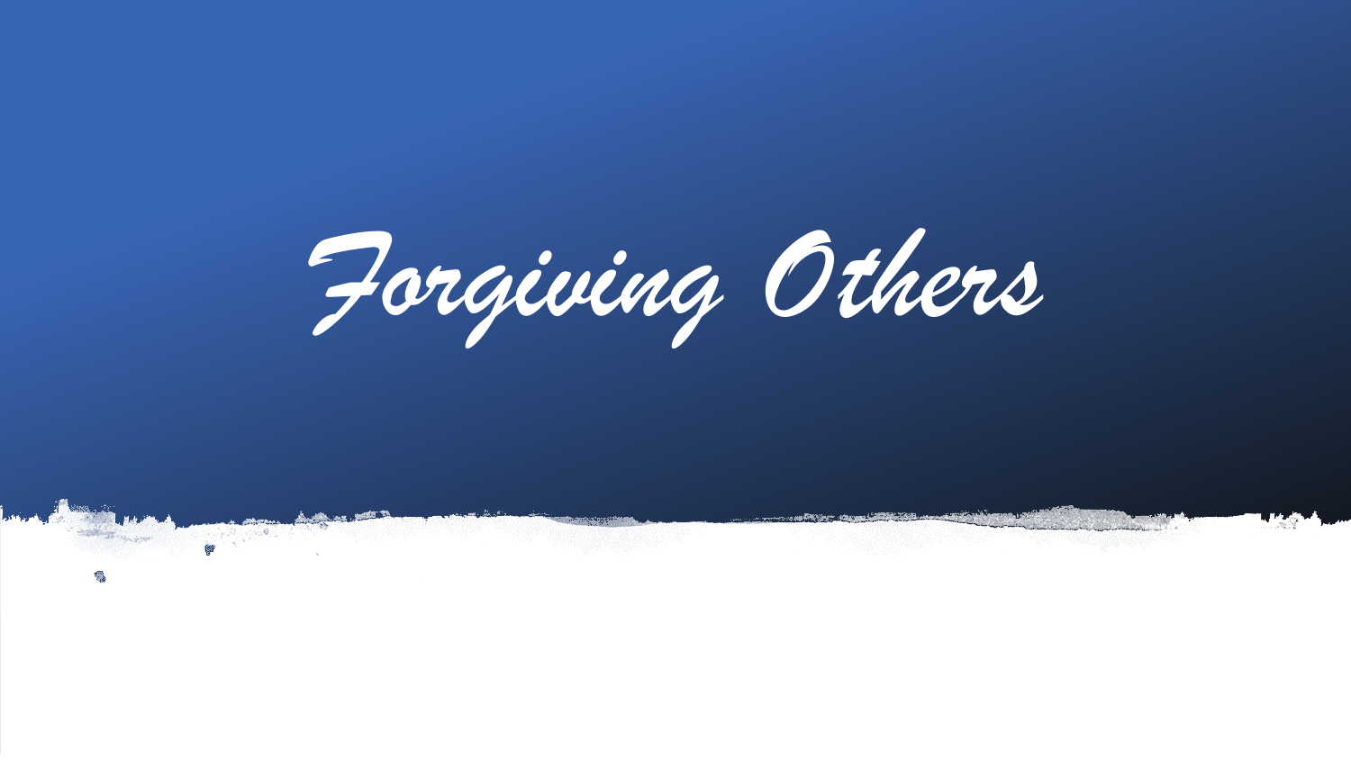# Forgiving Others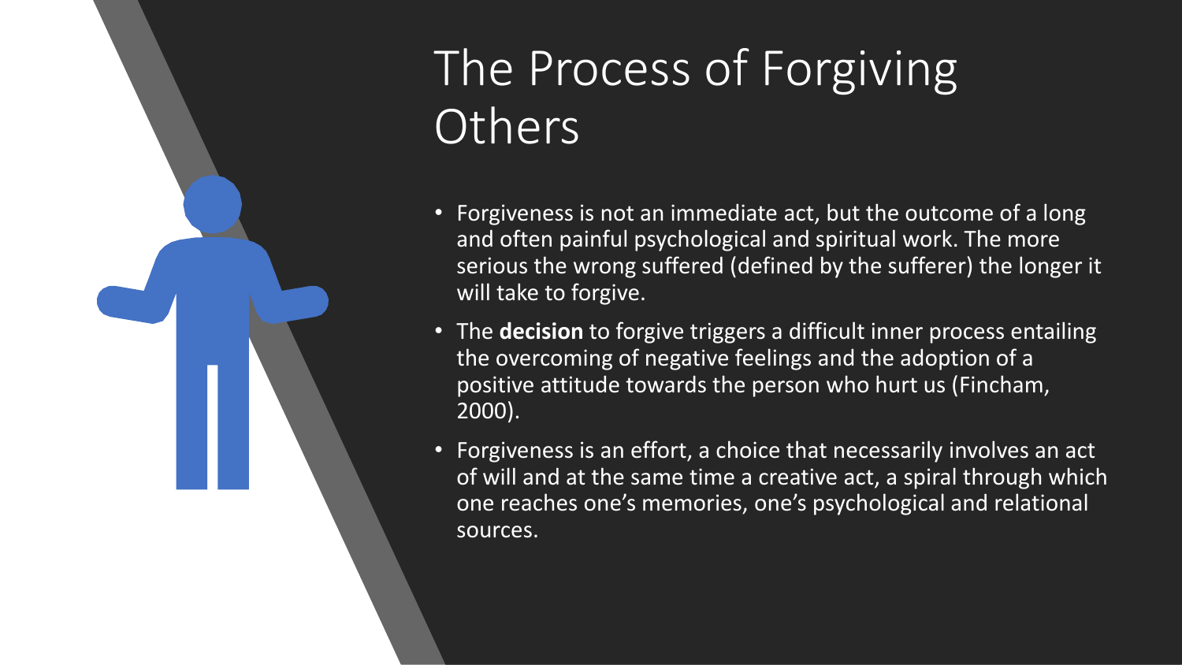# The Process of Forgiving Others

- Forgiveness is not an immediate act, but the outcome of a long and often painful psychological and spiritual work. The more serious the wrong suffered (defined by the sufferer) the longer it will take to forgive.
- The **decision** to forgive triggers a difficult inner process entailing the overcoming of negative feelings and the adoption of a positive attitude towards the person who hurt us (Fincham, 2000).
- Forgiveness is an effort, a choice that necessarily involves an act of will and at the same time a creative act, a spiral through which one reaches one's memories, one's psychological and relational sources.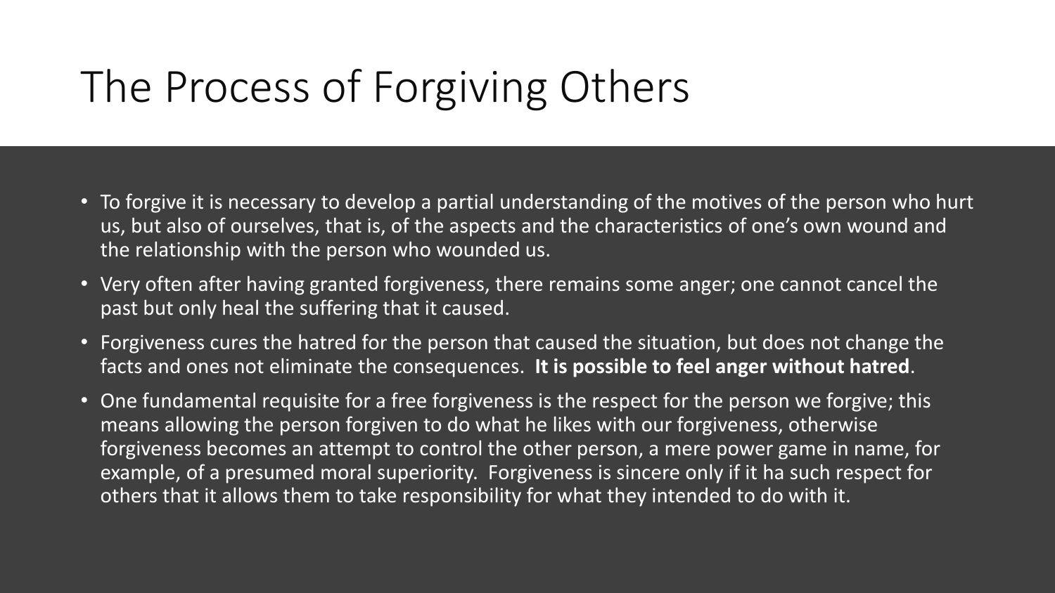# The Process of Forgiving Others

- To forgive it is necessary to develop a partial understanding of the motives of the person who hurt us, but also of ourselves, that is, of the aspects and the characteristics of one's own wound and the relationship with the person who wounded us.
- Very often after having granted forgiveness, there remains some anger; one cannot cancel the past but only heal the suffering that it caused.
- Forgiveness cures the hatred for the person that caused the situation, but does not change the facts and ones not eliminate the consequences. **It is possible to feel anger without hatred**.
- One fundamental requisite for a free forgiveness is the respect for the person we forgive; this means allowing the person forgiven to do what he likes with our forgiveness, otherwise forgiveness becomes an attempt to control the other person, a mere power game in name, for example, of a presumed moral superiority. Forgiveness is sincere only if it ha such respect for others that it allows them to take responsibility for what they intended to do with it.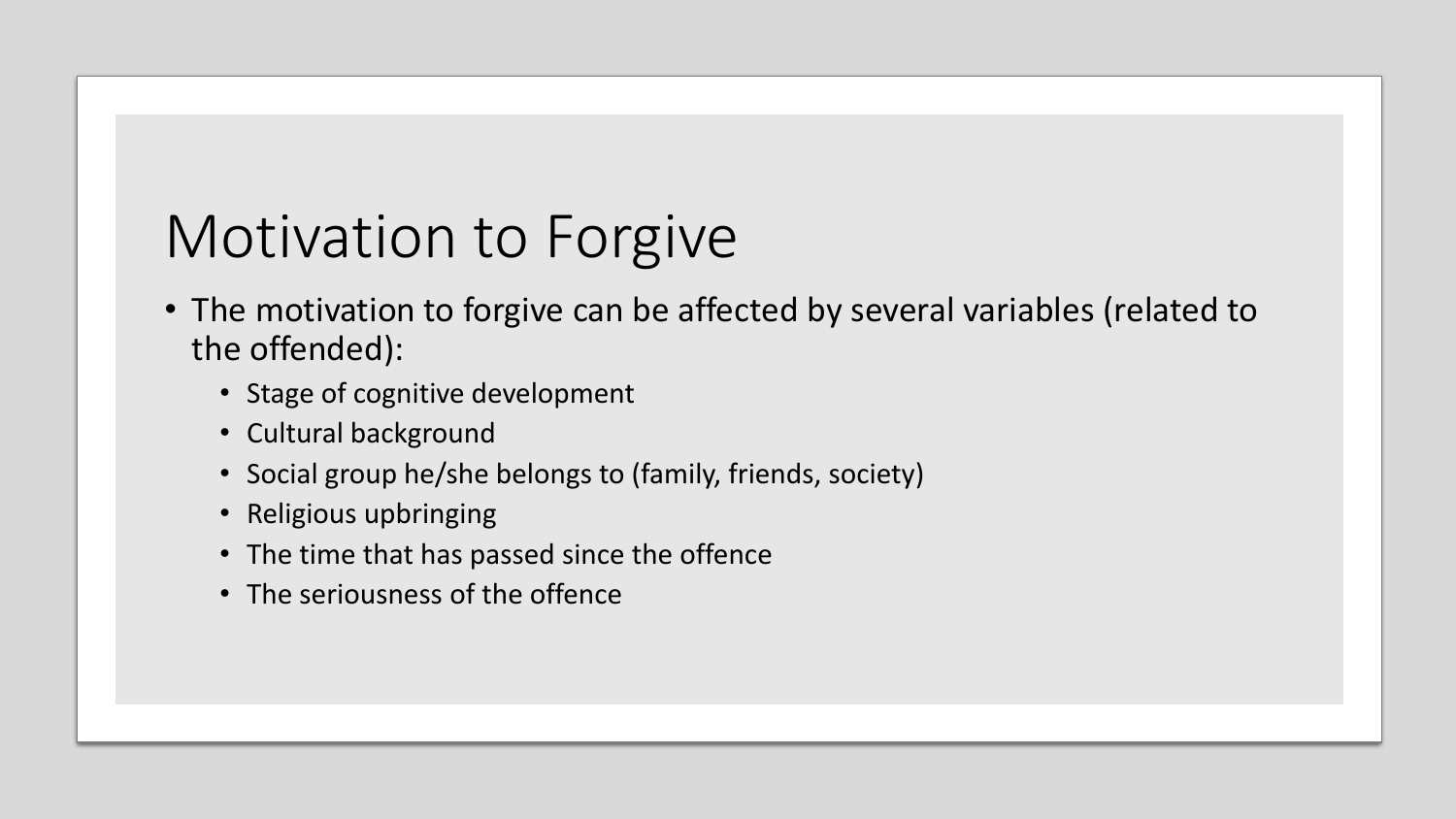# Motivation to Forgive

- The motivation to forgive can be affected by several variables (related to the offended):
  - Stage of cognitive development
  - Cultural background
  - Social group he/she belongs to (family, friends, society)
  - Religious upbringing
  - The time that has passed since the offence
  - The seriousness of the offence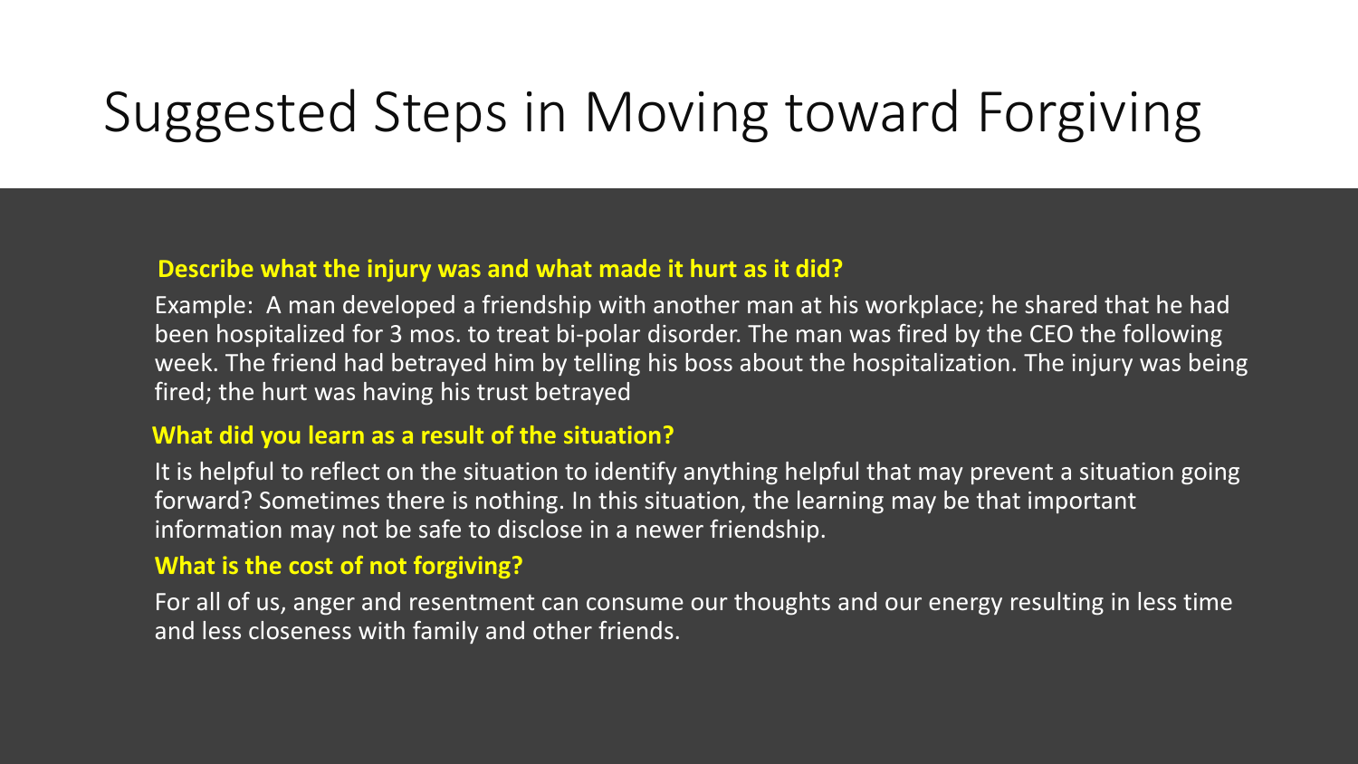# Suggested Steps in Moving toward Forgiving

**Describe what the injury was and what made it hurt as it did?**

Example: A man developed a friendship with another man at his workplace; he shared that he had been hospitalized for 3 mos. to treat bi-polar disorder. The man was fired by the CEO the following week. The friend had betrayed him by telling his boss about the hospitalization. The injury was being fired; the hurt was having his trust betrayed

**What did you learn as a result of the situation?**

It is helpful to reflect on the situation to identify anything helpful that may prevent a situation going forward? Sometimes there is nothing. In this situation, the learning may be that important information may not be safe to disclose in a newer friendship.

**What is the cost of not forgiving?**

For all of us, anger and resentment can consume our thoughts and our energy resulting in less time and less closeness with family and other friends.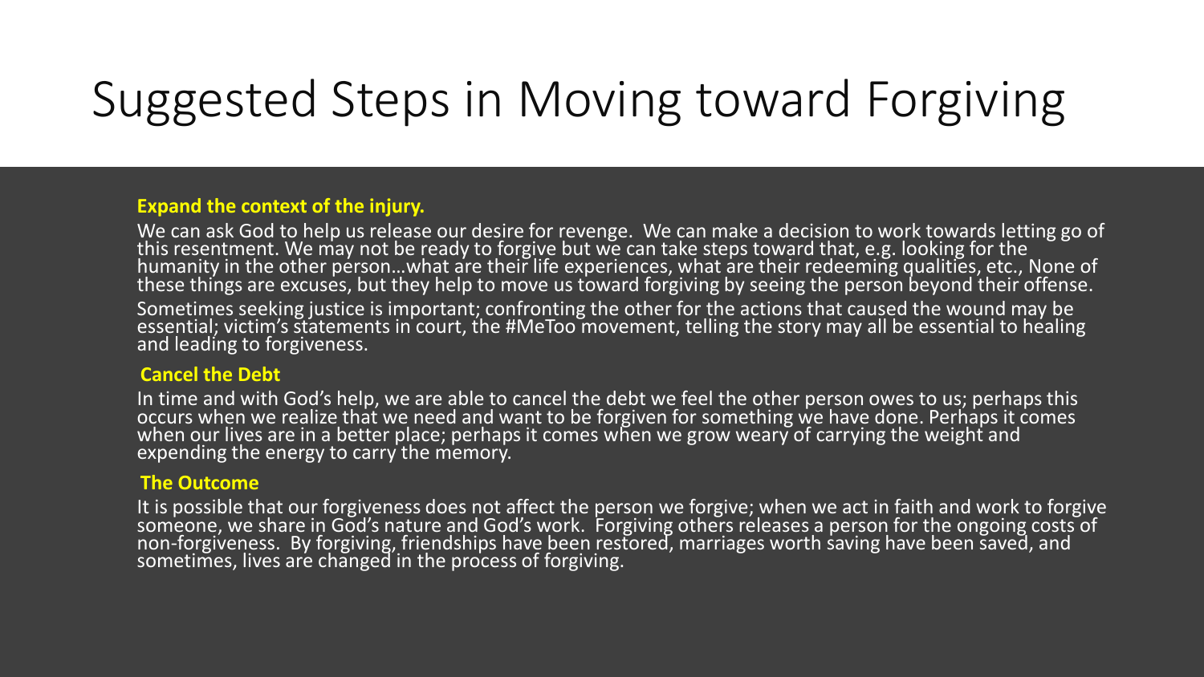# Suggested Steps in Moving toward Forgiving

**Expand the context of the injury.**

We can ask God to help us release our desire for revenge. We can make a decision to work towards letting go of this resentment. We may not be ready to forgive but we can take steps toward that, e.g. looking for the humanity in the other person…what are their life experiences, what are their redeeming qualities, etc., None of these things are excuses, but they help to move us toward forgiving by seeing the person beyond their offense.

Sometimes seeking justice is important; confronting the other for the actions that caused the wound may be essential; victim's statements in court, the #MeToo movement, telling the story may all be essential to healing and leading to forgiveness.

**Cancel the Debt**

In time and with God's help, we are able to cancel the debt we feel the other person owes to us; perhaps this occurs when we realize that we need and want to be forgiven for something we have done. Perhaps it comes when our lives are in a better place; perhaps it comes when we grow weary of carrying the weight and expending the energy to carry the memory.

**The Outcome**

It is possible that our forgiveness does not affect the person we forgive; when we act in faith and work to forgive someone, we share in God's nature and God's work. Forgiving others releases a person for the ongoing costs of non-forgiveness. By forgiving, friendships have been restored, marriages worth saving have been saved, and sometimes, lives are changed in the process of forgiving.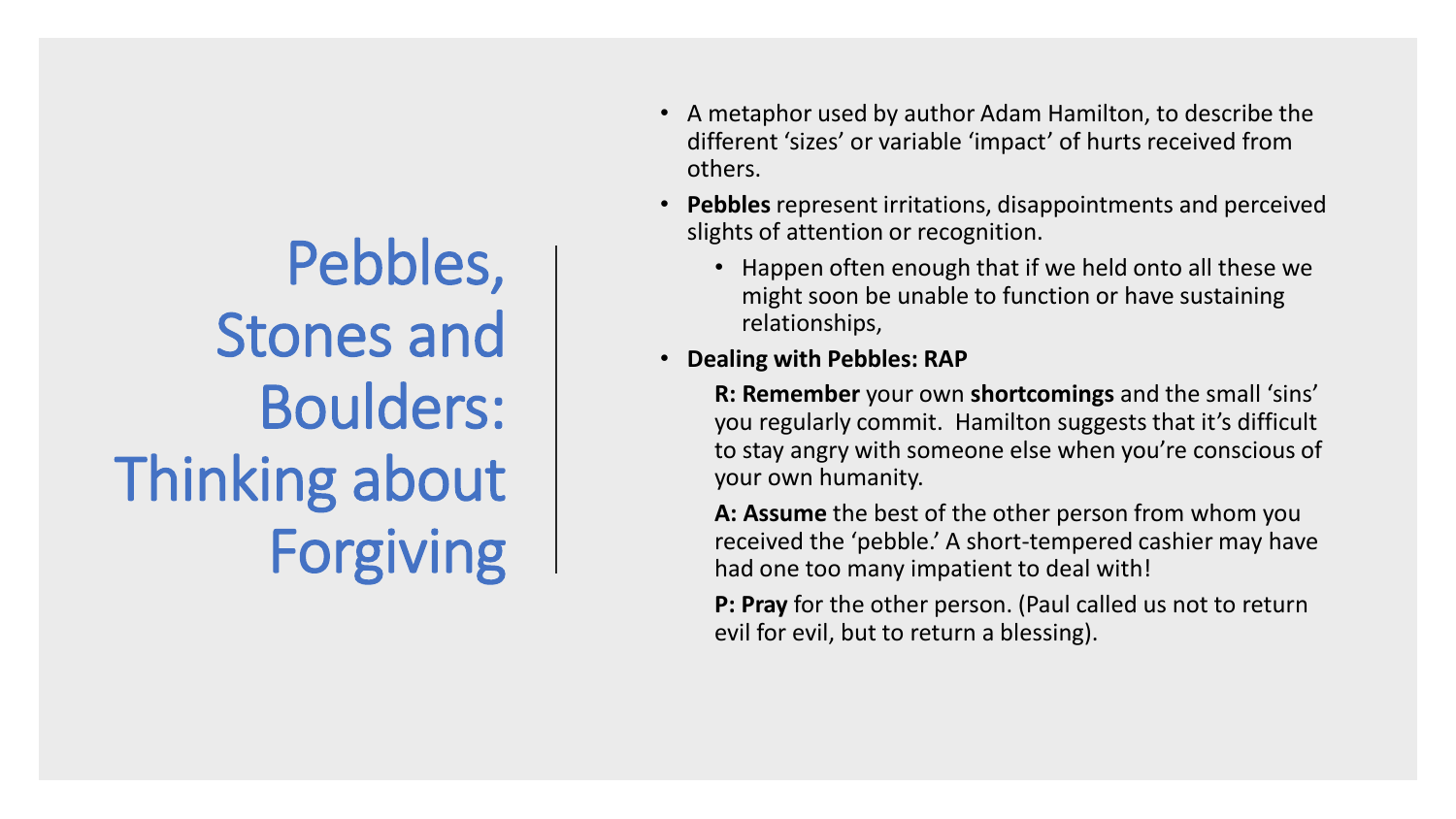# Pebbles, Stones and Boulders: Thinking about Forgiving

- A metaphor used by author Adam Hamilton, to describe the different 'sizes' or variable 'impact' of hurts received from others.
- **Pebbles** represent irritations, disappointments and perceived slights of attention or recognition.
  - Happen often enough that if we held onto all these we might soon be unable to function or have sustaining relationships,
- **Dealing with Pebbles: RAP**

  **R: Remember** your own **shortcomings** and the small 'sins' you regularly commit. Hamilton suggests that it's difficult to stay angry with someone else when you're conscious of your own humanity.

  **A: Assume** the best of the other person from whom you received the 'pebble.' A short-tempered cashier may have had one too many impatient to deal with!

  **P: Pray** for the other person. (Paul called us not to return evil for evil, but to return a blessing).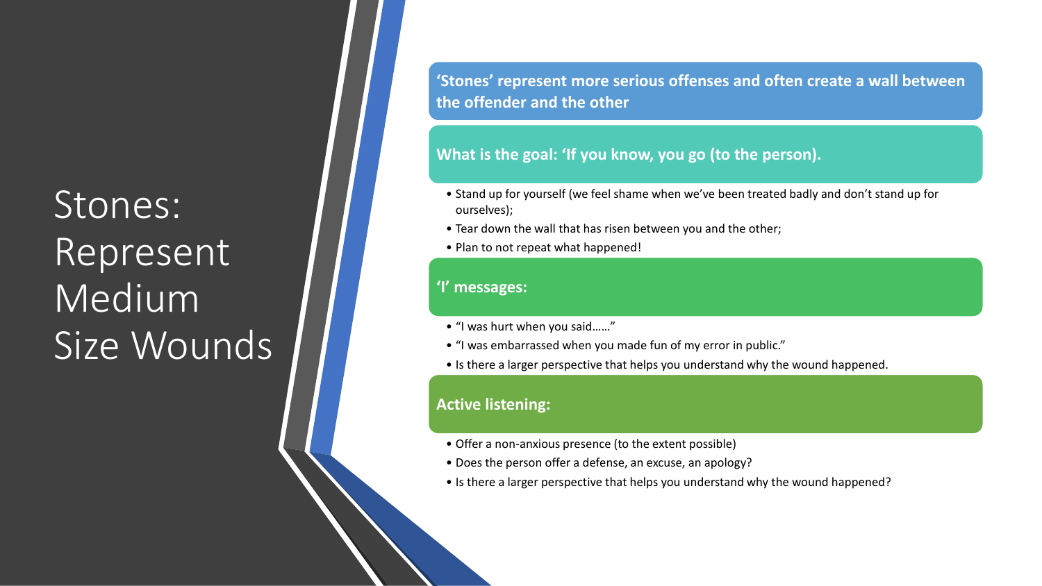# Stones: Represent Medium Size Wounds

**'Stones' represent more serious offenses and often create a wall between the offender and the other**

**What is the goal: 'If you know, you go (to the person).**

- Stand up for yourself (we feel shame when we've been treated badly and don't stand up for ourselves);
- Tear down the wall that has risen between you and the other;
- Plan to not repeat what happened!

**'I' messages:**

- "I was hurt when you said……"
- "I was embarrassed when you made fun of my error in public."
- Is there a larger perspective that helps you understand why the wound happened.

**Active listening:**

- Offer a non-anxious presence (to the extent possible)
- Does the person offer a defense, an excuse, an apology?
- Is there a larger perspective that helps you understand why the wound happened?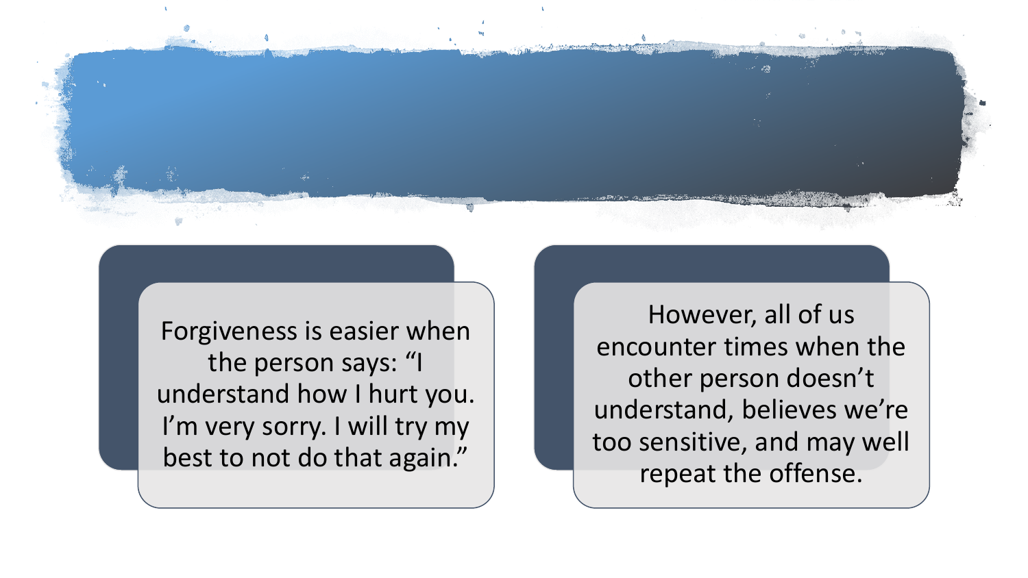Forgiveness is easier when the person says: “I understand how I hurt you. I’m very sorry. I will try my best to not do that again.”

However, all of us encounter times when the other person doesn’t understand, believes we’re too sensitive, and may well repeat the offense.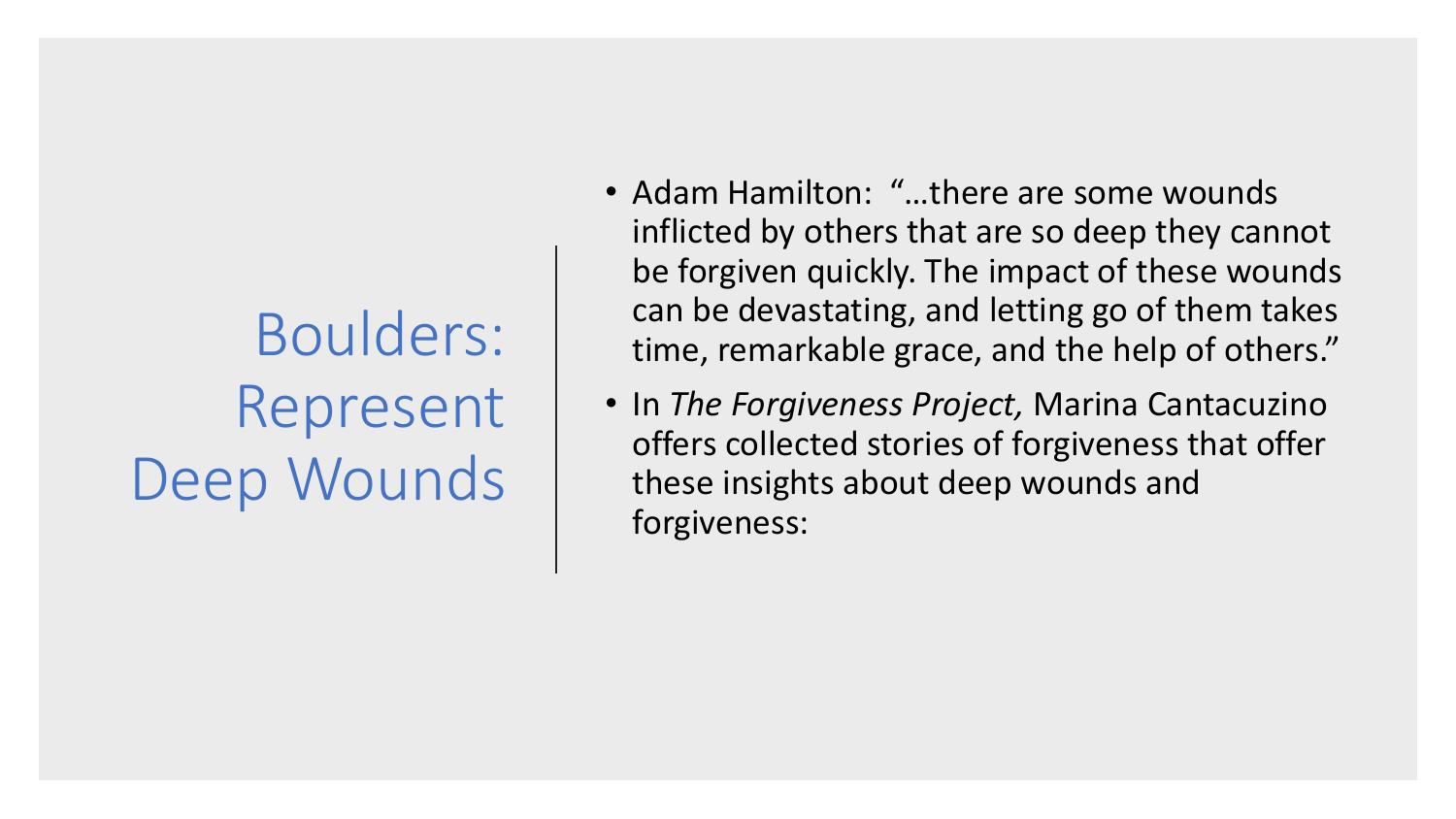# Boulders: Represent Deep Wounds

- Adam Hamilton: "…there are some wounds inflicted by others that are so deep they cannot be forgiven quickly. The impact of these wounds can be devastating, and letting go of them takes time, remarkable grace, and the help of others."
- In *The Forgiveness Project,* Marina Cantacuzino offers collected stories of forgiveness that offer these insights about deep wounds and forgiveness: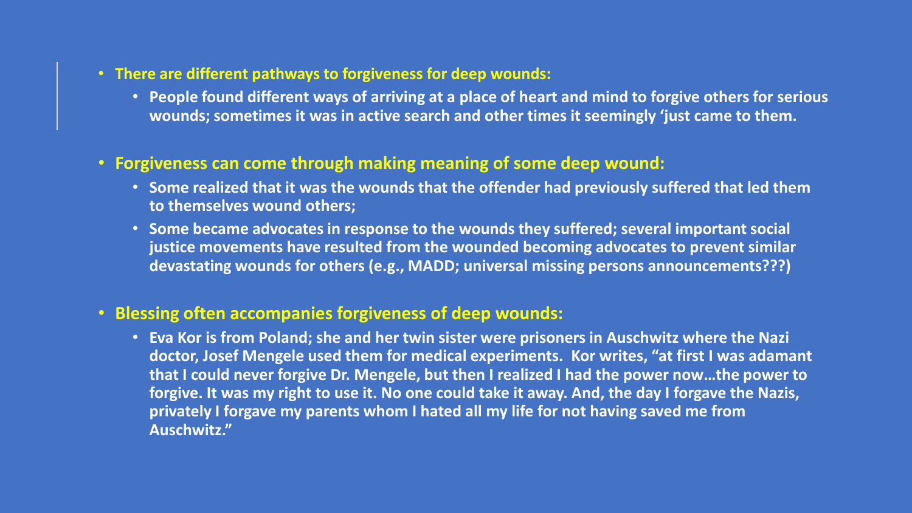- **There are different pathways to forgiveness for deep wounds:**
  - **People found different ways of arriving at a place of heart and mind to forgive others for serious wounds; sometimes it was in active search and other times it seemingly 'just came to them.**

- **Forgiveness can come through making meaning of some deep wound:**
  - **Some realized that it was the wounds that the offender had previously suffered that led them to themselves wound others;**
  - **Some became advocates in response to the wounds they suffered; several important social justice movements have resulted from the wounded becoming advocates to prevent similar devastating wounds for others (e.g., MADD; universal missing persons announcements???)**

- **Blessing often accompanies forgiveness of deep wounds:**
  - **Eva Kor is from Poland; she and her twin sister were prisoners in Auschwitz where the Nazi doctor, Josef Mengele used them for medical experiments. Kor writes, "at first I was adamant that I could never forgive Dr. Mengele, but then I realized I had the power now…the power to forgive. It was my right to use it. No one could take it away. And, the day I forgave the Nazis, privately I forgave my parents whom I hated all my life for not having saved me from Auschwitz."**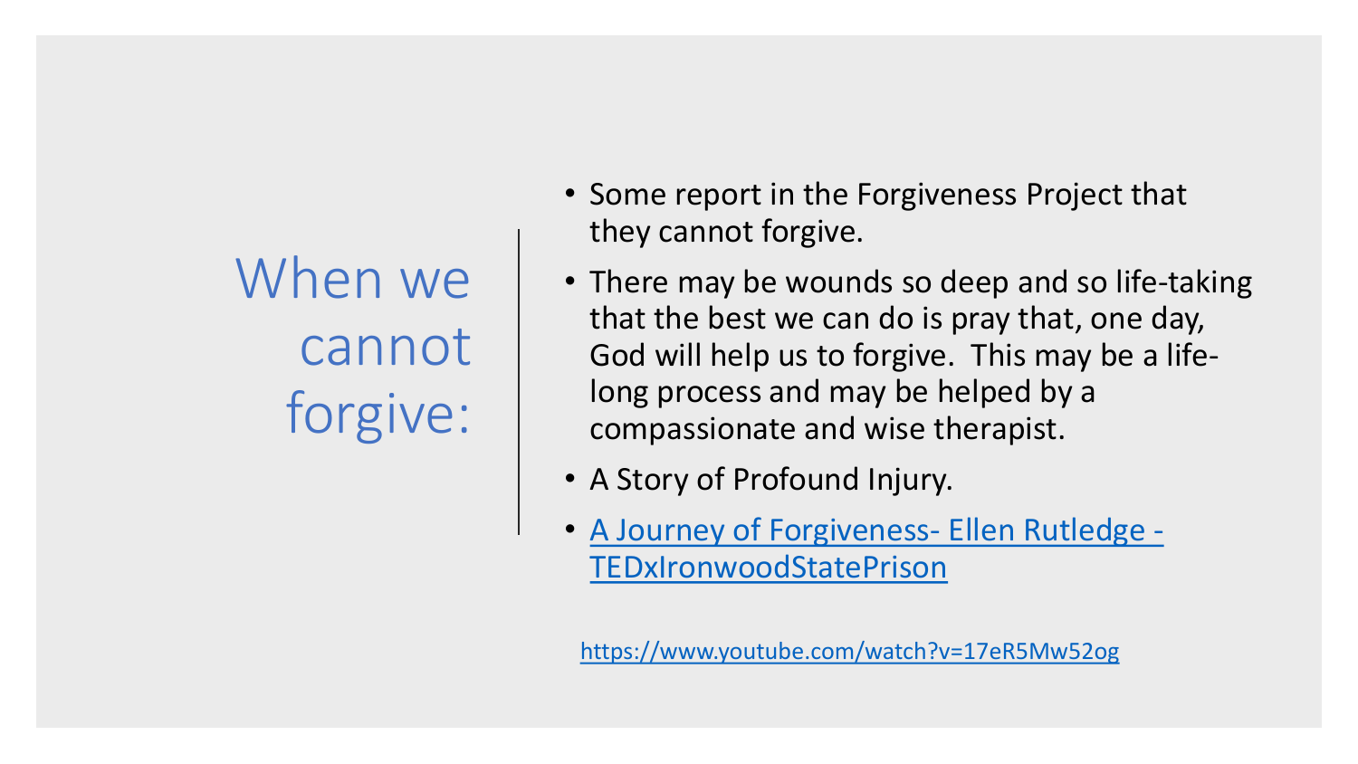# When we cannot forgive:

- Some report in the Forgiveness Project that they cannot forgive.
- There may be wounds so deep and so life-taking that the best we can do is pray that, one day, God will help us to forgive. This may be a life-long process and may be helped by a compassionate and wise therapist.
- A Story of Profound Injury.
- [A Journey of Forgiveness- Ellen Rutledge - TEDxIronwoodStatePrison](https://www.youtube.com/watch?v=17eR5Mw52og)

https://www.youtube.com/watch?v=17eR5Mw52og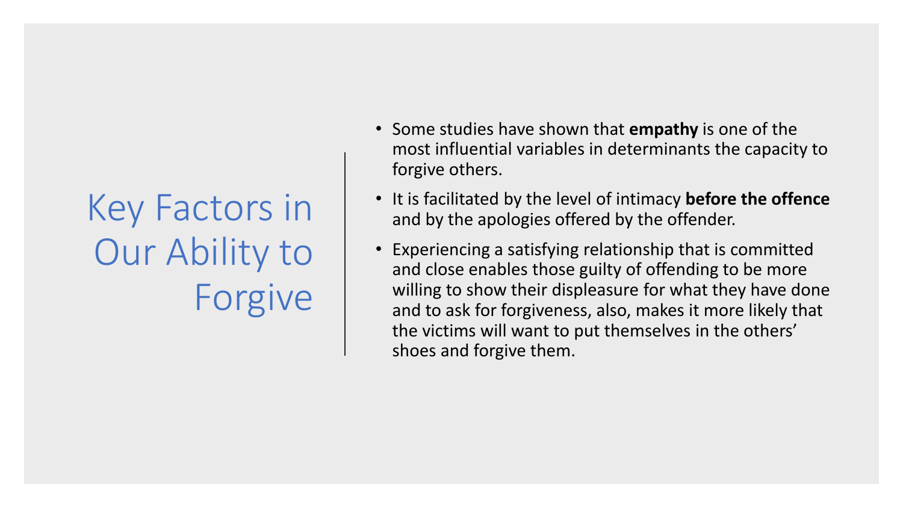# Key Factors in Our Ability to Forgive

- Some studies have shown that **empathy** is one of the most influential variables in determinants the capacity to forgive others.
- It is facilitated by the level of intimacy **before the offence** and by the apologies offered by the offender.
- Experiencing a satisfying relationship that is committed and close enables those guilty of offending to be more willing to show their displeasure for what they have done and to ask for forgiveness, also, makes it more likely that the victims will want to put themselves in the others' shoes and forgive them.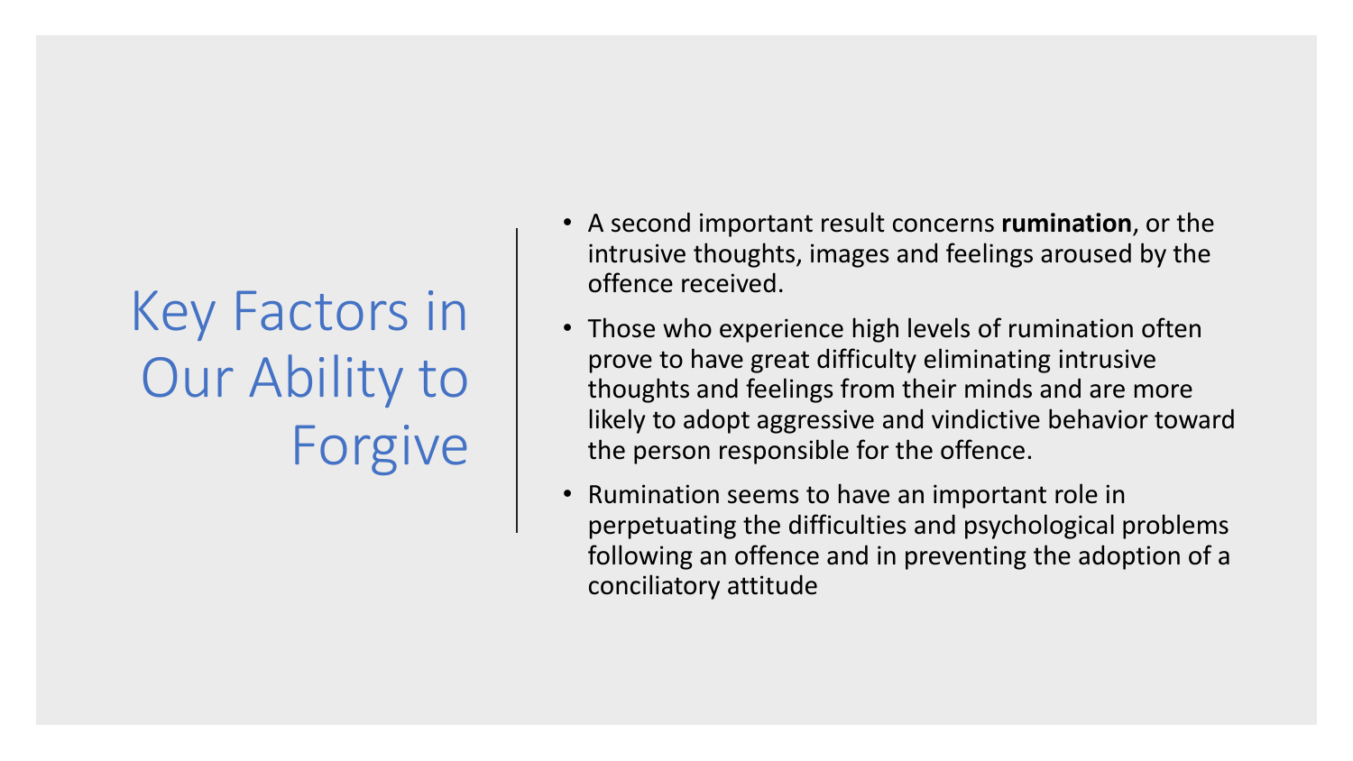# Key Factors in Our Ability to Forgive

- A second important result concerns **rumination**, or the intrusive thoughts, images and feelings aroused by the offence received.
- Those who experience high levels of rumination often prove to have great difficulty eliminating intrusive thoughts and feelings from their minds and are more likely to adopt aggressive and vindictive behavior toward the person responsible for the offence.
- Rumination seems to have an important role in perpetuating the difficulties and psychological problems following an offence and in preventing the adoption of a conciliatory attitude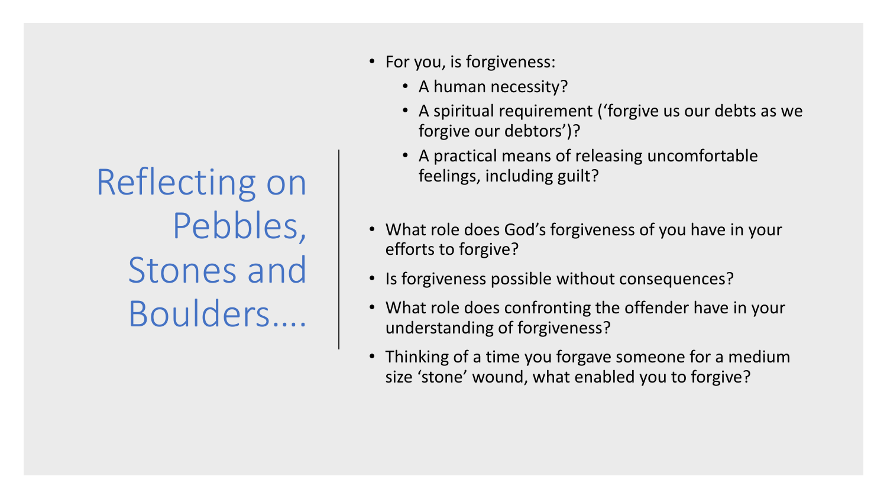# Reflecting on Pebbles, Stones and Boulders….

- For you, is forgiveness:
  - A human necessity?
  - A spiritual requirement (‘forgive us our debts as we forgive our debtors’)?
  - A practical means of releasing uncomfortable feelings, including guilt?
- What role does God’s forgiveness of you have in your efforts to forgive?
- Is forgiveness possible without consequences?
- What role does confronting the offender have in your understanding of forgiveness?
- Thinking of a time you forgave someone for a medium size ‘stone’ wound, what enabled you to forgive?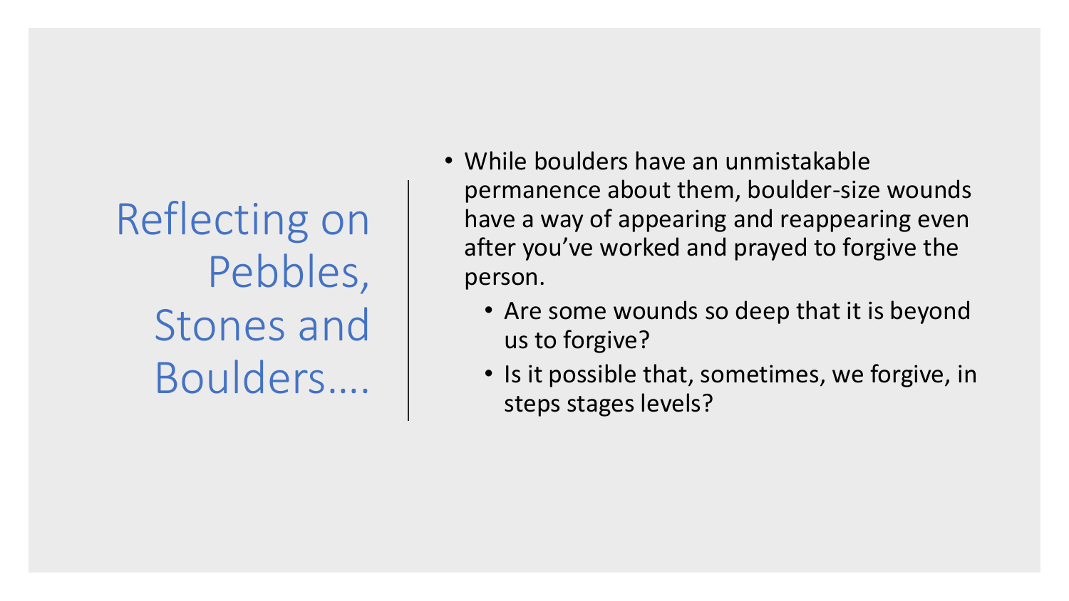# Reflecting on Pebbles, Stones and Boulders….

- While boulders have an unmistakable permanence about them, boulder-size wounds have a way of appearing and reappearing even after you've worked and prayed to forgive the person.
  - Are some wounds so deep that it is beyond us to forgive?
  - Is it possible that, sometimes, we forgive, in steps stages levels?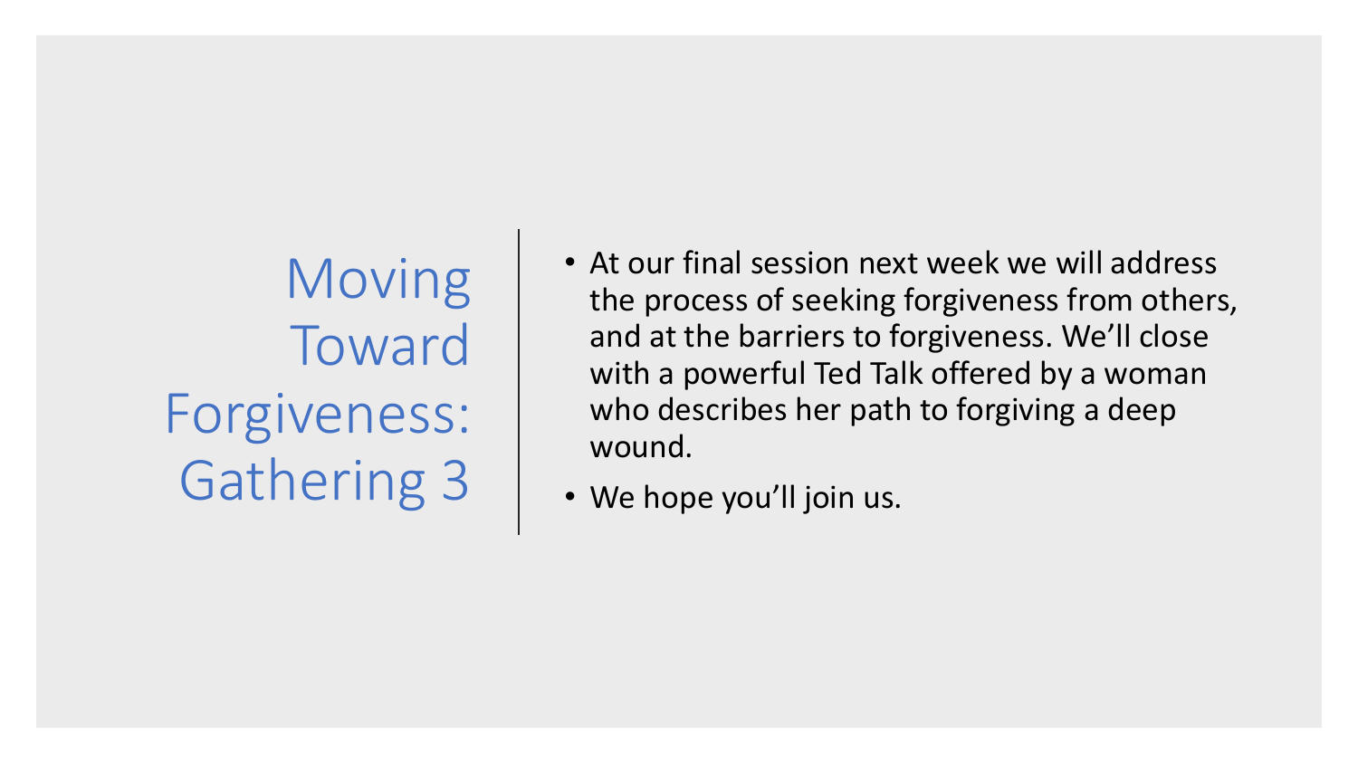# Moving Toward Forgiveness: Gathering 3

- At our final session next week we will address the process of seeking forgiveness from others, and at the barriers to forgiveness. We'll close with a powerful Ted Talk offered by a woman who describes her path to forgiving a deep wound.
- We hope you'll join us.